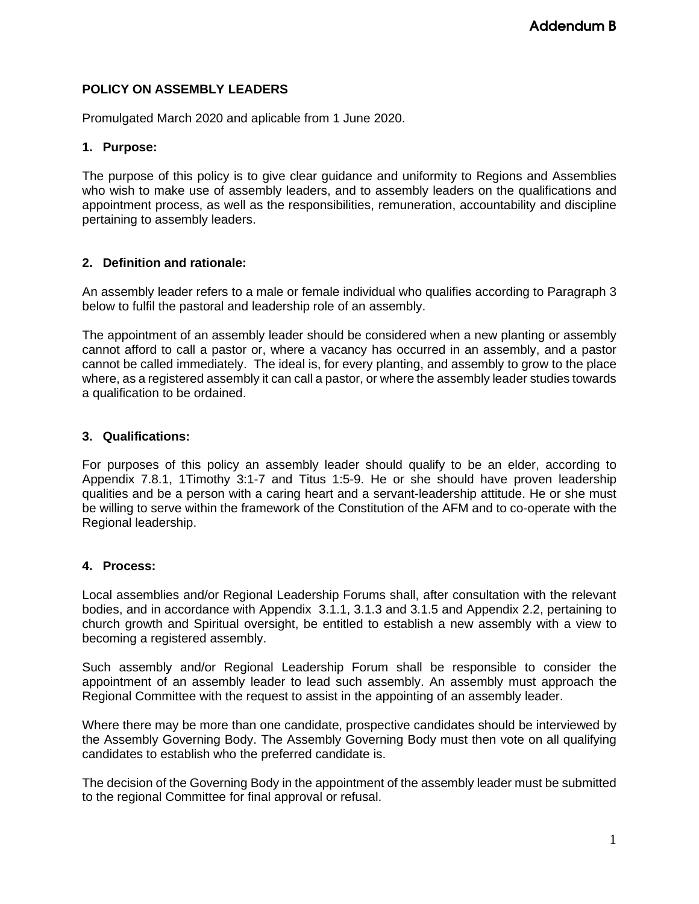Addendum B

**POLICY ON ASSEMBLY LEADERS**

Promulgated March 2020 and aplicable from 1 June 2020.

## 1. Purpose:

The purpose of this policy is to give clear guidance and uniformity to Regions and Assemblies who wish to make use of assembly leaders, and to assembly leaders on the qualifications and appointment process, as well as the responsibilities, remuneration, accountability and discipline pertaining to assembly leaders.

## 2. Definition and rationale:

An assembly leader refers to a male or female individual who qualifies according to Paragraph 3 below to fulfil the pastoral and leadership role of an assembly.

The appointment of an assembly leader should be considered when a new planting or assembly cannot afford to call a pastor or, where a vacancy has occurred in an assembly, and a pastor cannot be called immediately. The ideal is, for every planting, and assembly to grow to the place where, as a registered assembly it can call a pastor, or where the assembly leader studies towards a qualification to be ordained.

## 3. Qualifications:

For purposes of this policy an assembly leader should qualify to be an elder, according to Appendix 7.8.1, 1Timothy 3:1-7 and Titus 1:5-9. He or she should have proven leadership qualities and be a person with a caring heart and a servant-leadership attitude. He or she must be willing to serve within the framework of the Constitution of the AFM and to co-operate with the Regional leadership.

## 4. Process:

Local assemblies and/or Regional Leadership Forums shall, after consultation with the relevant bodies, and in accordance with Appendix 3.1.1, 3.1.3 and 3.1.5 and Appendix 2.2, pertaining to church growth and Spiritual oversight, be entitled to establish a new assembly with a view to becoming a registered assembly.

Such assembly and/or Regional Leadership Forum shall be responsible to consider the appointment of an assembly leader to lead such assembly. An assembly must approach the Regional Committee with the request to assist in the appointing of an assembly leader.

Where there may be more than one candidate, prospective candidates should be interviewed by the Assembly Governing Body. The Assembly Governing Body must then vote on all qualifying candidates to establish who the preferred candidate is.

The decision of the Governing Body in the appointment of the assembly leader must be submitted to the regional Committee for final approval or refusal.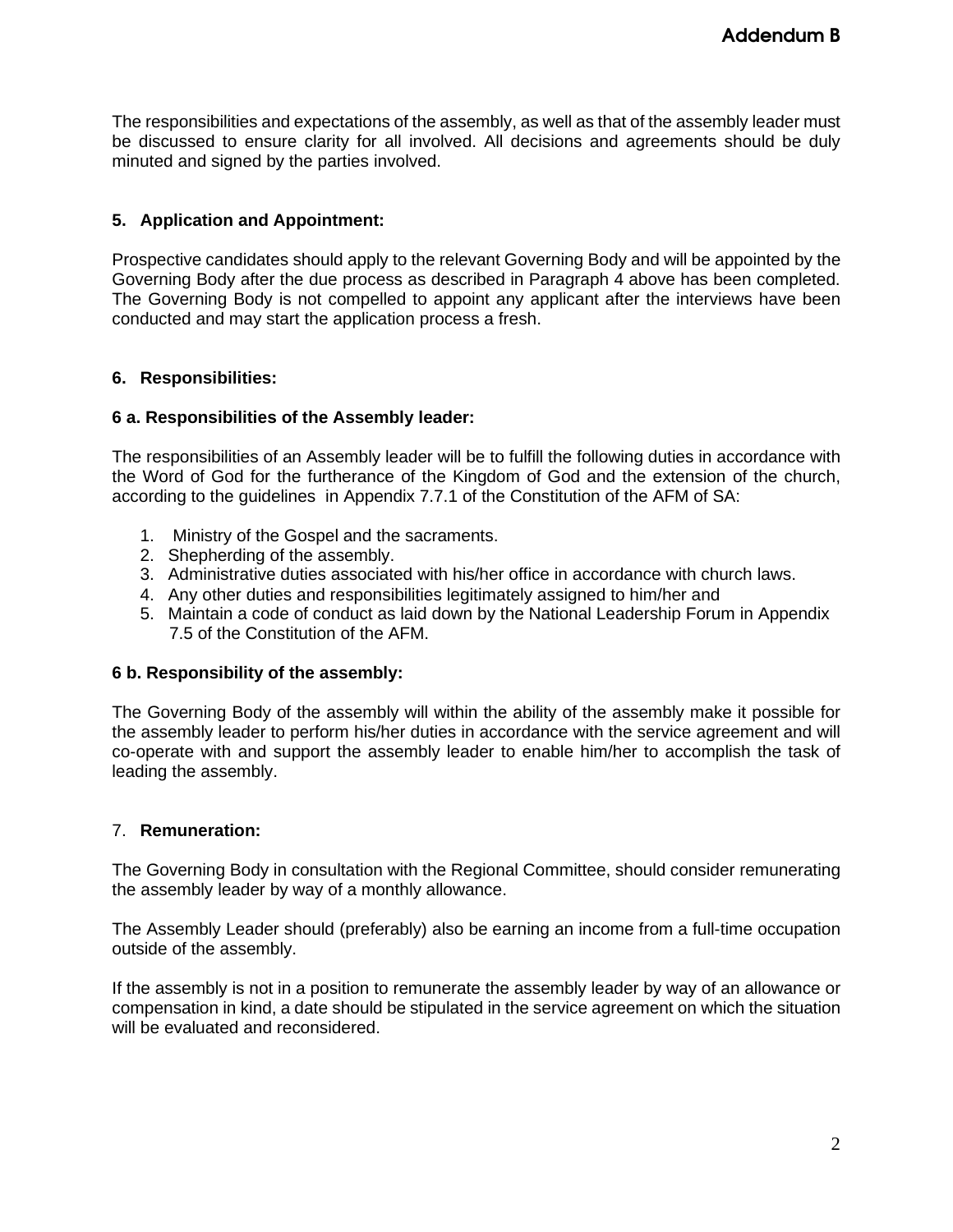The responsibilities and expectations of the assembly, as well as that of the assembly leader must be discussed to ensure clarity for all involved. All decisions and agreements should be duly minuted and signed by the parties involved.

## 5. Application and Appointment:

Prospective candidates should apply to the relevant Governing Body and will be appointed by the Governing Body after the due process as described in Paragraph 4 above has been completed. The Governing Body is not compelled to appoint any applicant after the interviews have been conducted and may start the application process a fresh.

## 6. Responsibilities:

### 6 a. Responsibilities of the Assembly leader:

The responsibilities of an Assembly leader will be to fulfill the following duties in accordance with the Word of God for the furtherance of the Kingdom of God and the extension of the church, according to the guidelines in Appendix 7.7.1 of the Constitution of the AFM of SA:

1. Ministry of the Gospel and the sacraments.
2. Shepherding of the assembly.
3. Administrative duties associated with his/her office in accordance with church laws.
4. Any other duties and responsibilities legitimately assigned to him/her and
5. Maintain a code of conduct as laid down by the National Leadership Forum in Appendix 7.5 of the Constitution of the AFM.

### 6 b. Responsibility of the assembly:

The Governing Body of the assembly will within the ability of the assembly make it possible for the assembly leader to perform his/her duties in accordance with the service agreement and will co-operate with and support the assembly leader to enable him/her to accomplish the task of leading the assembly.

## 7. Remuneration:

The Governing Body in consultation with the Regional Committee, should consider remunerating the assembly leader by way of a monthly allowance.

The Assembly Leader should (preferably) also be earning an income from a full-time occupation outside of the assembly.

If the assembly is not in a position to remunerate the assembly leader by way of an allowance or compensation in kind, a date should be stipulated in the service agreement on which the situation will be evaluated and reconsidered.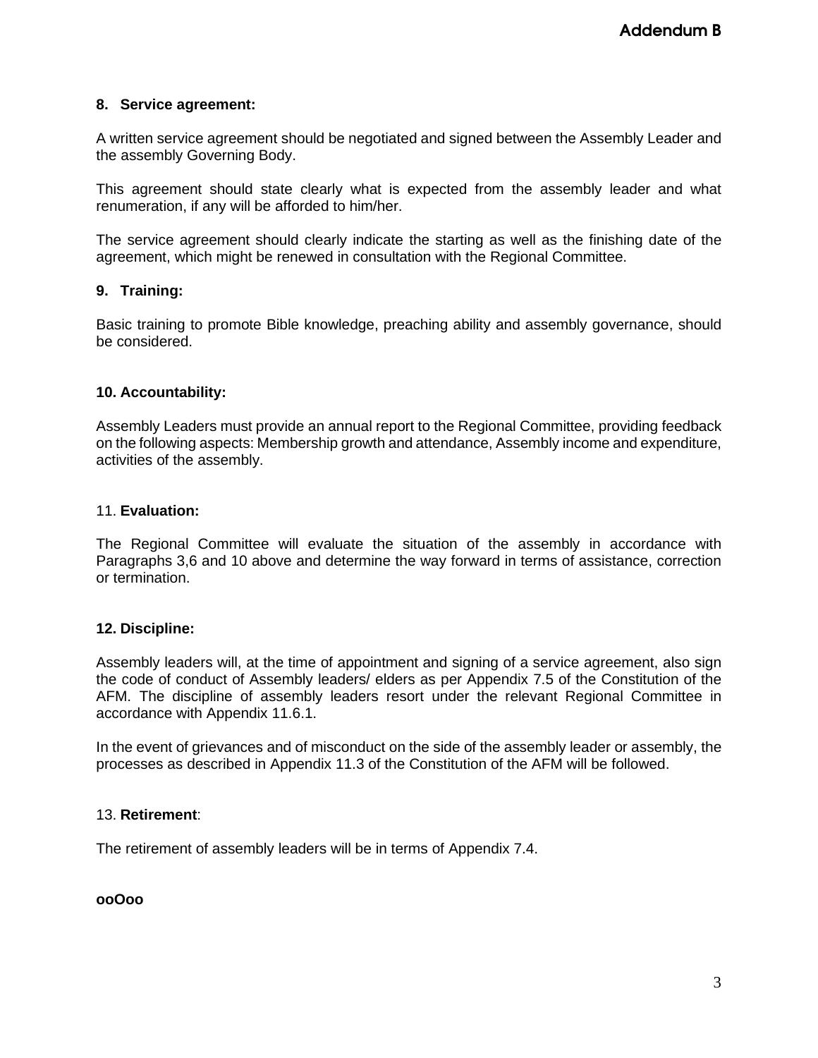**8. Service agreement:**

A written service agreement should be negotiated and signed between the Assembly Leader and the assembly Governing Body.

This agreement should state clearly what is expected from the assembly leader and what renumeration, if any will be afforded to him/her.

The service agreement should clearly indicate the starting as well as the finishing date of the agreement, which might be renewed in consultation with the Regional Committee.

**9. Training:**

Basic training to promote Bible knowledge, preaching ability and assembly governance, should be considered.

**10. Accountability:**

Assembly Leaders must provide an annual report to the Regional Committee, providing feedback on the following aspects: Membership growth and attendance, Assembly income and expenditure, activities of the assembly.

11. **Evaluation:**

The Regional Committee will evaluate the situation of the assembly in accordance with Paragraphs 3,6 and 10 above and determine the way forward in terms of assistance, correction or termination.

**12. Discipline:**

Assembly leaders will, at the time of appointment and signing of a service agreement, also sign the code of conduct of Assembly leaders/ elders as per Appendix 7.5 of the Constitution of the AFM. The discipline of assembly leaders resort under the relevant Regional Committee in accordance with Appendix 11.6.1.

In the event of grievances and of misconduct on the side of the assembly leader or assembly, the processes as described in Appendix 11.3 of the Constitution of the AFM will be followed.

13. **Retirement**:

The retirement of assembly leaders will be in terms of Appendix 7.4.

**ooOoo**